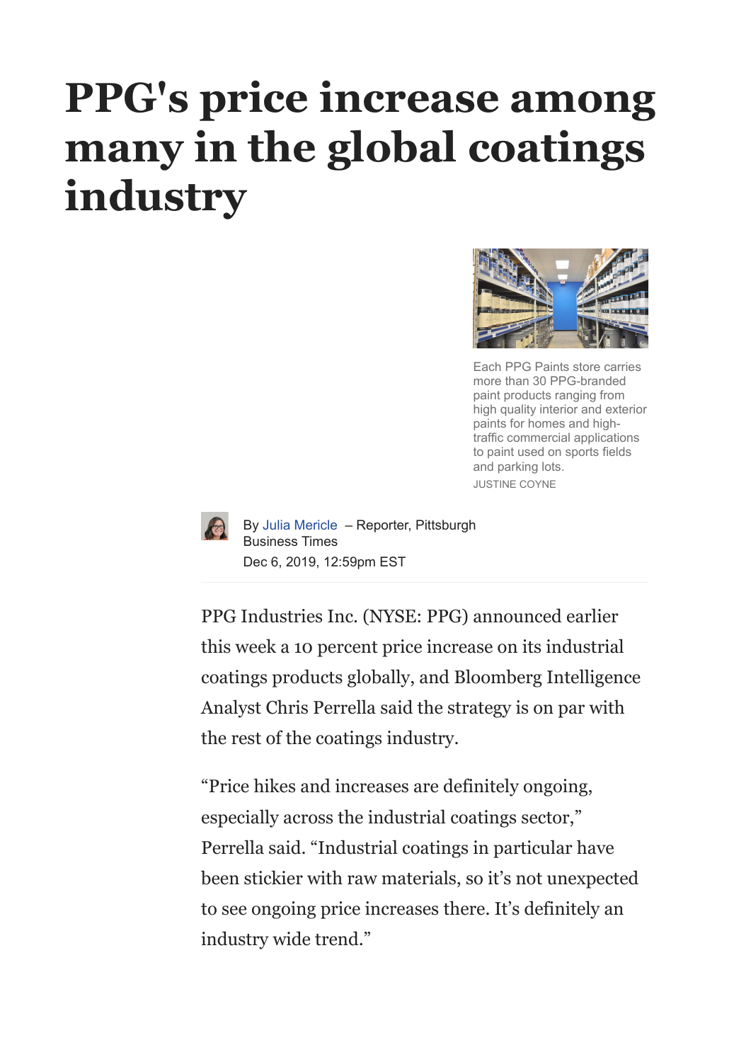# PPG's price increase among many in the global coatings industry

Each PPG Paints store carries more than 30 PPG-branded paint products ranging from high quality interior and exterior paints for homes and high-traffic commercial applications to paint used on sports fields and parking lots.

JUSTINE COYNE

By Julia Mericle – Reporter, Pittsburgh Business Times

Dec 6, 2019, 12:59pm EST

PPG Industries Inc. (NYSE: PPG) announced earlier this week a 10 percent price increase on its industrial coatings products globally, and Bloomberg Intelligence Analyst Chris Perrella said the strategy is on par with the rest of the coatings industry.

"Price hikes and increases are definitely ongoing, especially across the industrial coatings sector," Perrella said. "Industrial coatings in particular have been stickier with raw materials, so it's not unexpected to see ongoing price increases there. It's definitely an industry wide trend."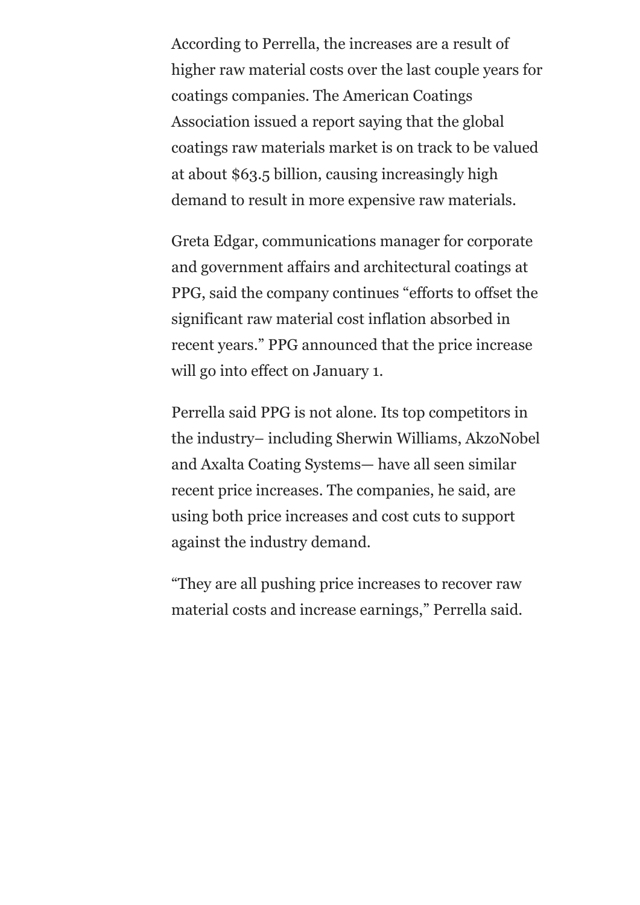According to Perrella, the increases are a result of higher raw material costs over the last couple years for coatings companies. The American Coatings Association issued a report saying that the global coatings raw materials market is on track to be valued at about $63.5 billion, causing increasingly high demand to result in more expensive raw materials.

Greta Edgar, communications manager for corporate and government affairs and architectural coatings at PPG, said the company continues "efforts to offset the significant raw material cost inflation absorbed in recent years." PPG announced that the price increase will go into effect on January 1.

Perrella said PPG is not alone. Its top competitors in the industry– including Sherwin Williams, AkzoNobel and Axalta Coating Systems— have all seen similar recent price increases. The companies, he said, are using both price increases and cost cuts to support against the industry demand.

"They are all pushing price increases to recover raw material costs and increase earnings," Perrella said.